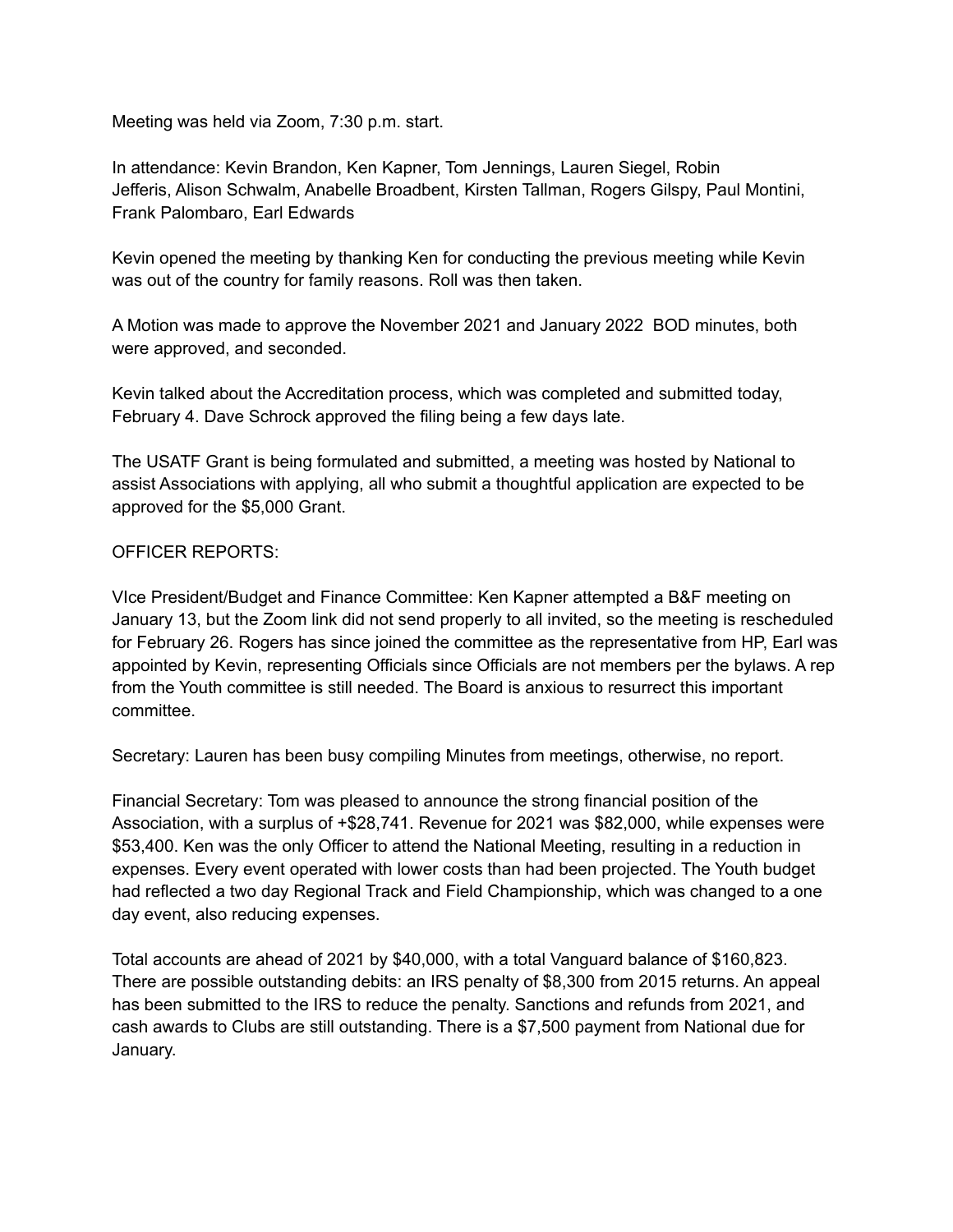Meeting was held via Zoom, 7:30 p.m. start.

In attendance: Kevin Brandon, Ken Kapner, Tom Jennings, Lauren Siegel, Robin Jefferis, Alison Schwalm, Anabelle Broadbent, Kirsten Tallman, Rogers Gilspy, Paul Montini, Frank Palombaro, Earl Edwards

Kevin opened the meeting by thanking Ken for conducting the previous meeting while Kevin was out of the country for family reasons. Roll was then taken.

A Motion was made to approve the November 2021 and January 2022 BOD minutes, both were approved, and seconded.

Kevin talked about the Accreditation process, which was completed and submitted today, February 4. Dave Schrock approved the filing being a few days late.

The USATF Grant is being formulated and submitted, a meeting was hosted by National to assist Associations with applying, all who submit a thoughtful application are expected to be approved for the $5,000 Grant.

OFFICER REPORTS:

VIce President/Budget and Finance Committee: Ken Kapner attempted a B&F meeting on January 13, but the Zoom link did not send properly to all invited, so the meeting is rescheduled for February 26. Rogers has since joined the committee as the representative from HP, Earl was appointed by Kevin, representing Officials since Officials are not members per the bylaws. A rep from the Youth committee is still needed. The Board is anxious to resurrect this important committee.

Secretary: Lauren has been busy compiling Minutes from meetings, otherwise, no report.

Financial Secretary: Tom was pleased to announce the strong financial position of the Association, with a surplus of +$28,741. Revenue for 2021 was $82,000, while expenses were $53,400. Ken was the only Officer to attend the National Meeting, resulting in a reduction in expenses. Every event operated with lower costs than had been projected. The Youth budget had reflected a two day Regional Track and Field Championship, which was changed to a one day event, also reducing expenses.

Total accounts are ahead of 2021 by $40,000, with a total Vanguard balance of $160,823. There are possible outstanding debits: an IRS penalty of $8,300 from 2015 returns. An appeal has been submitted to the IRS to reduce the penalty. Sanctions and refunds from 2021, and cash awards to Clubs are still outstanding. There is a $7,500 payment from National due for January.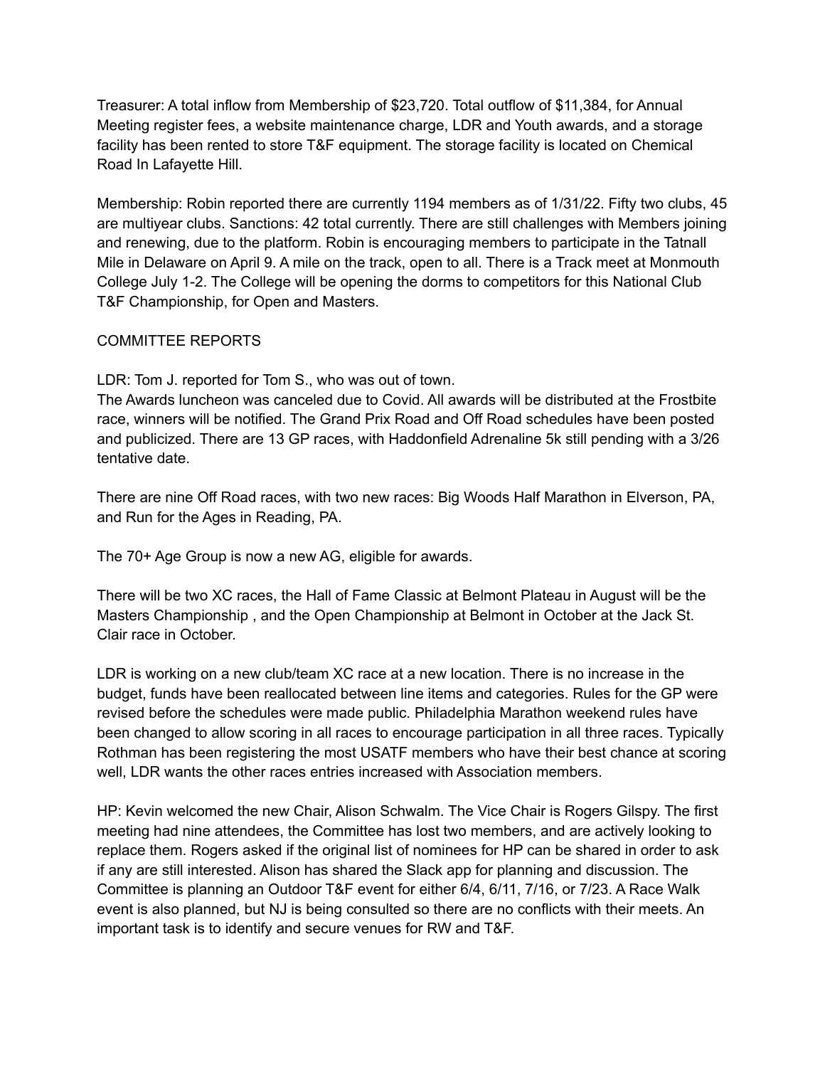Treasurer: A total inflow from Membership of $23,720. Total outflow of $11,384, for Annual Meeting register fees, a website maintenance charge, LDR and Youth awards, and a storage facility has been rented to store T&F equipment. The storage facility is located on Chemical Road In Lafayette Hill.

Membership: Robin reported there are currently 1194 members as of 1/31/22. Fifty two clubs, 45 are multiyear clubs. Sanctions: 42 total currently. There are still challenges with Members joining and renewing, due to the platform. Robin is encouraging members to participate in the Tatnall Mile in Delaware on April 9. A mile on the track, open to all. There is a Track meet at Monmouth College July 1-2. The College will be opening the dorms to competitors for this National Club T&F Championship, for Open and Masters.

COMMITTEE REPORTS

LDR: Tom J. reported for Tom S., who was out of town.
The Awards luncheon was canceled due to Covid. All awards will be distributed at the Frostbite race, winners will be notified. The Grand Prix Road and Off Road schedules have been posted and publicized. There are 13 GP races, with Haddonfield Adrenaline 5k still pending with a 3/26 tentative date.

There are nine Off Road races, with two new races: Big Woods Half Marathon in Elverson, PA, and Run for the Ages in Reading, PA.

The 70+ Age Group is now a new AG, eligible for awards.

There will be two XC races, the Hall of Fame Classic at Belmont Plateau in August will be the Masters Championship , and the Open Championship at Belmont in October at the Jack St. Clair race in October.

LDR is working on a new club/team XC race at a new location. There is no increase in the budget, funds have been reallocated between line items and categories. Rules for the GP were revised before the schedules were made public. Philadelphia Marathon weekend rules have been changed to allow scoring in all races to encourage participation in all three races. Typically Rothman has been registering the most USATF members who have their best chance at scoring well, LDR wants the other races entries increased with Association members.

HP: Kevin welcomed the new Chair, Alison Schwalm. The Vice Chair is Rogers Gilspy. The first meeting had nine attendees, the Committee has lost two members, and are actively looking to replace them. Rogers asked if the original list of nominees for HP can be shared in order to ask if any are still interested. Alison has shared the Slack app for planning and discussion. The Committee is planning an Outdoor T&F event for either 6/4, 6/11, 7/16, or 7/23. A Race Walk event is also planned, but NJ is being consulted so there are no conflicts with their meets. An important task is to identify and secure venues for RW and T&F.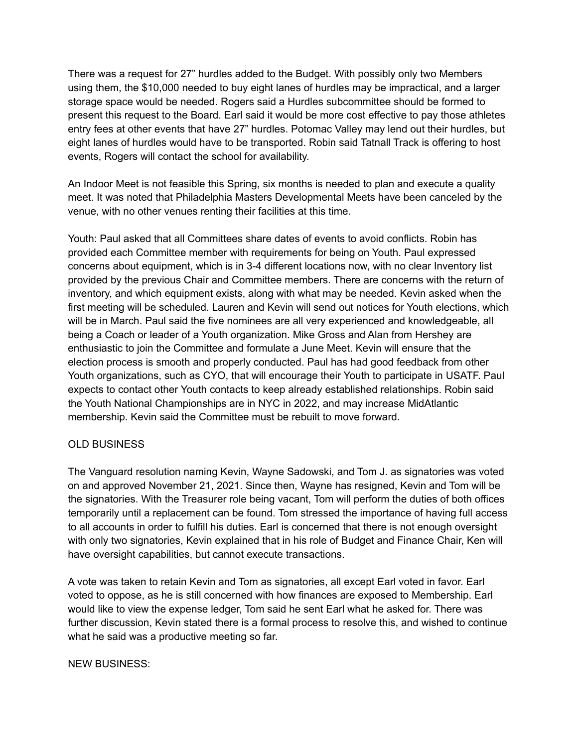There was a request for 27" hurdles added to the Budget. With possibly only two Members using them, the $10,000 needed to buy eight lanes of hurdles may be impractical, and a larger storage space would be needed. Rogers said a Hurdles subcommittee should be formed to present this request to the Board. Earl said it would be more cost effective to pay those athletes entry fees at other events that have 27" hurdles. Potomac Valley may lend out their hurdles, but eight lanes of hurdles would have to be transported. Robin said Tatnall Track is offering to host events, Rogers will contact the school for availability.

An Indoor Meet is not feasible this Spring, six months is needed to plan and execute a quality meet. It was noted that Philadelphia Masters Developmental Meets have been canceled by the venue, with no other venues renting their facilities at this time.

Youth: Paul asked that all Committees share dates of events to avoid conflicts. Robin has provided each Committee member with requirements for being on Youth. Paul expressed concerns about equipment, which is in 3-4 different locations now, with no clear Inventory list provided by the previous Chair and Committee members. There are concerns with the return of inventory, and which equipment exists, along with what may be needed. Kevin asked when the first meeting will be scheduled. Lauren and Kevin will send out notices for Youth elections, which will be in March. Paul said the five nominees are all very experienced and knowledgeable, all being a Coach or leader of a Youth organization. Mike Gross and Alan from Hershey are enthusiastic to join the Committee and formulate a June Meet. Kevin will ensure that the election process is smooth and properly conducted. Paul has had good feedback from other Youth organizations, such as CYO, that will encourage their Youth to participate in USATF. Paul expects to contact other Youth contacts to keep already established relationships. Robin said the Youth National Championships are in NYC in 2022, and may increase MidAtlantic membership. Kevin said the Committee must be rebuilt to move forward.

OLD BUSINESS

The Vanguard resolution naming Kevin, Wayne Sadowski, and Tom J. as signatories was voted on and approved November 21, 2021. Since then, Wayne has resigned, Kevin and Tom will be the signatories. With the Treasurer role being vacant, Tom will perform the duties of both offices temporarily until a replacement can be found. Tom stressed the importance of having full access to all accounts in order to fulfill his duties. Earl is concerned that there is not enough oversight with only two signatories, Kevin explained that in his role of Budget and Finance Chair, Ken will have oversight capabilities, but cannot execute transactions.

A vote was taken to retain Kevin and Tom as signatories, all except Earl voted in favor. Earl voted to oppose, as he is still concerned with how finances are exposed to Membership. Earl would like to view the expense ledger, Tom said he sent Earl what he asked for. There was further discussion, Kevin stated there is a formal process to resolve this, and wished to continue what he said was a productive meeting so far.

NEW BUSINESS: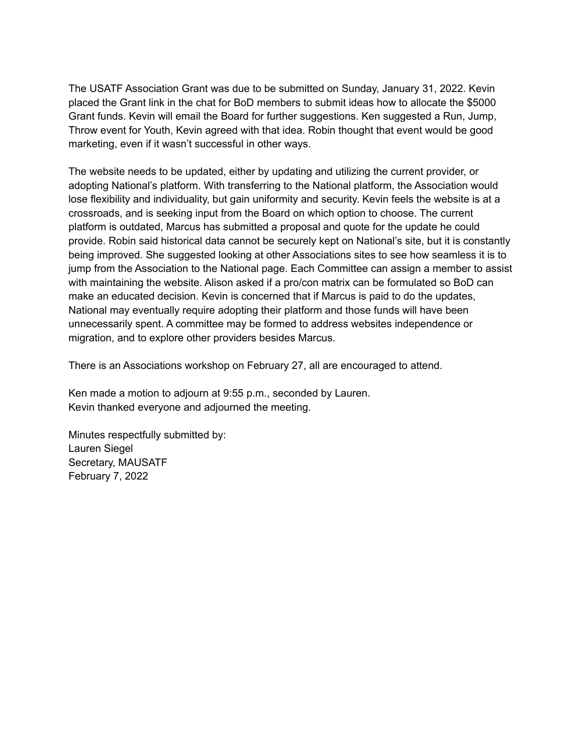The USATF Association Grant was due to be submitted on Sunday, January 31, 2022. Kevin placed the Grant link in the chat for BoD members to submit ideas how to allocate the $5000 Grant funds. Kevin will email the Board for further suggestions. Ken suggested a Run, Jump, Throw event for Youth, Kevin agreed with that idea. Robin thought that event would be good marketing, even if it wasn't successful in other ways.

The website needs to be updated, either by updating and utilizing the current provider, or adopting National's platform. With transferring to the National platform, the Association would lose flexibility and individuality, but gain uniformity and security. Kevin feels the website is at a crossroads, and is seeking input from the Board on which option to choose. The current platform is outdated, Marcus has submitted a proposal and quote for the update he could provide. Robin said historical data cannot be securely kept on National's site, but it is constantly being improved. She suggested looking at other Associations sites to see how seamless it is to jump from the Association to the National page. Each Committee can assign a member to assist with maintaining the website. Alison asked if a pro/con matrix can be formulated so BoD can make an educated decision. Kevin is concerned that if Marcus is paid to do the updates, National may eventually require adopting their platform and those funds will have been unnecessarily spent. A committee may be formed to address websites independence or migration, and to explore other providers besides Marcus.

There is an Associations workshop on February 27, all are encouraged to attend.

Ken made a motion to adjourn at 9:55 p.m., seconded by Lauren.
Kevin thanked everyone and adjourned the meeting.

Minutes respectfully submitted by:
Lauren Siegel
Secretary, MAUSATF
February 7, 2022